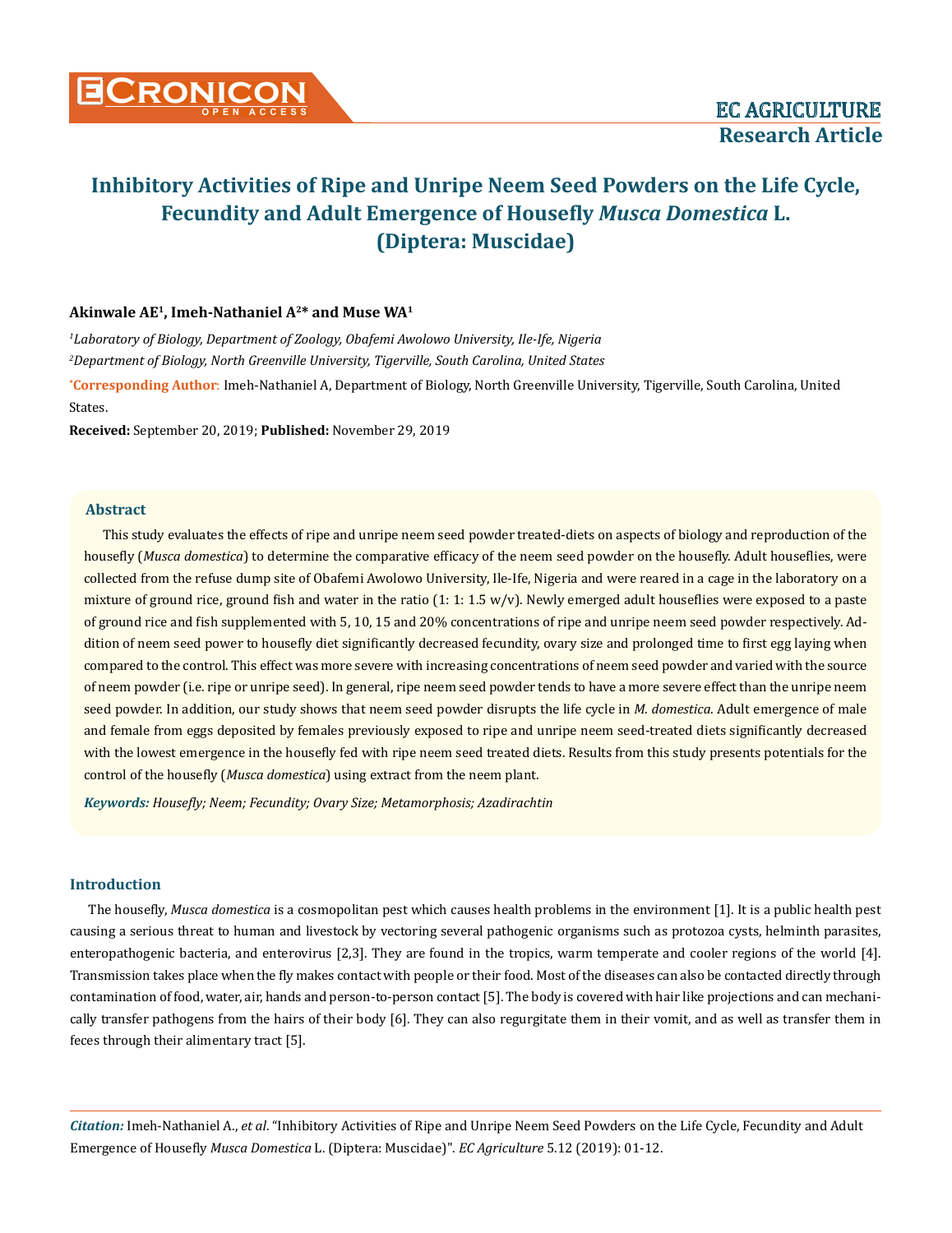# Inhibitory Activities of Ripe and Unripe Neem Seed Powders on the Life Cycle, Fecundity and Adult Emergence of Housefly *Musca Domestica* L. (Diptera: Muscidae)

**Akinwale AE[1], Imeh-Nathaniel A[2]* and Muse WA[1]**

*[1]Laboratory of Biology, Department of Zoology, Obafemi Awolowo University, Ile-Ife, Nigeria*

*[2]Department of Biology, North Greenville University, Tigerville, South Carolina, United States*

***Corresponding Author**: Imeh-Nathaniel A, Department of Biology, North Greenville University, Tigerville, South Carolina, United States.

**Received:** September 20, 2019; **Published:** November 29, 2019

## Abstract

This study evaluates the effects of ripe and unripe neem seed powder treated-diets on aspects of biology and reproduction of the housefly (*Musca domestica*) to determine the comparative efficacy of the neem seed powder on the housefly. Adult houseflies, were collected from the refuse dump site of Obafemi Awolowo University, Ile-Ife, Nigeria and were reared in a cage in the laboratory on a mixture of ground rice, ground fish and water in the ratio (1: 1: 1.5 w/v). Newly emerged adult houseflies were exposed to a paste of ground rice and fish supplemented with 5, 10, 15 and 20% concentrations of ripe and unripe neem seed powder respectively. Addition of neem seed power to housefly diet significantly decreased fecundity, ovary size and prolonged time to first egg laying when compared to the control. This effect was more severe with increasing concentrations of neem seed powder and varied with the source of neem powder (i.e. ripe or unripe seed). In general, ripe neem seed powder tends to have a more severe effect than the unripe neem seed powder. In addition, our study shows that neem seed powder disrupts the life cycle in *M. domestica*. Adult emergence of male and female from eggs deposited by females previously exposed to ripe and unripe neem seed-treated diets significantly decreased with the lowest emergence in the housefly fed with ripe neem seed treated diets. Results from this study presents potentials for the control of the housefly (*Musca domestica*) using extract from the neem plant.

***Keywords:*** *Housefly; Neem; Fecundity; Ovary Size; Metamorphosis; Azadirachtin*

## Introduction

The housefly, *Musca domestica* is a cosmopolitan pest which causes health problems in the environment [1]. It is a public health pest causing a serious threat to human and livestock by vectoring several pathogenic organisms such as protozoa cysts, helminth parasites, enteropathogenic bacteria, and enterovirus [2,3]. They are found in the tropics, warm temperate and cooler regions of the world [4]. Transmission takes place when the fly makes contact with people or their food. Most of the diseases can also be contacted directly through contamination of food, water, air, hands and person-to-person contact [5]. The body is covered with hair like projections and can mechanically transfer pathogens from the hairs of their body [6]. They can also regurgitate them in their vomit, and as well as transfer them in feces through their alimentary tract [5].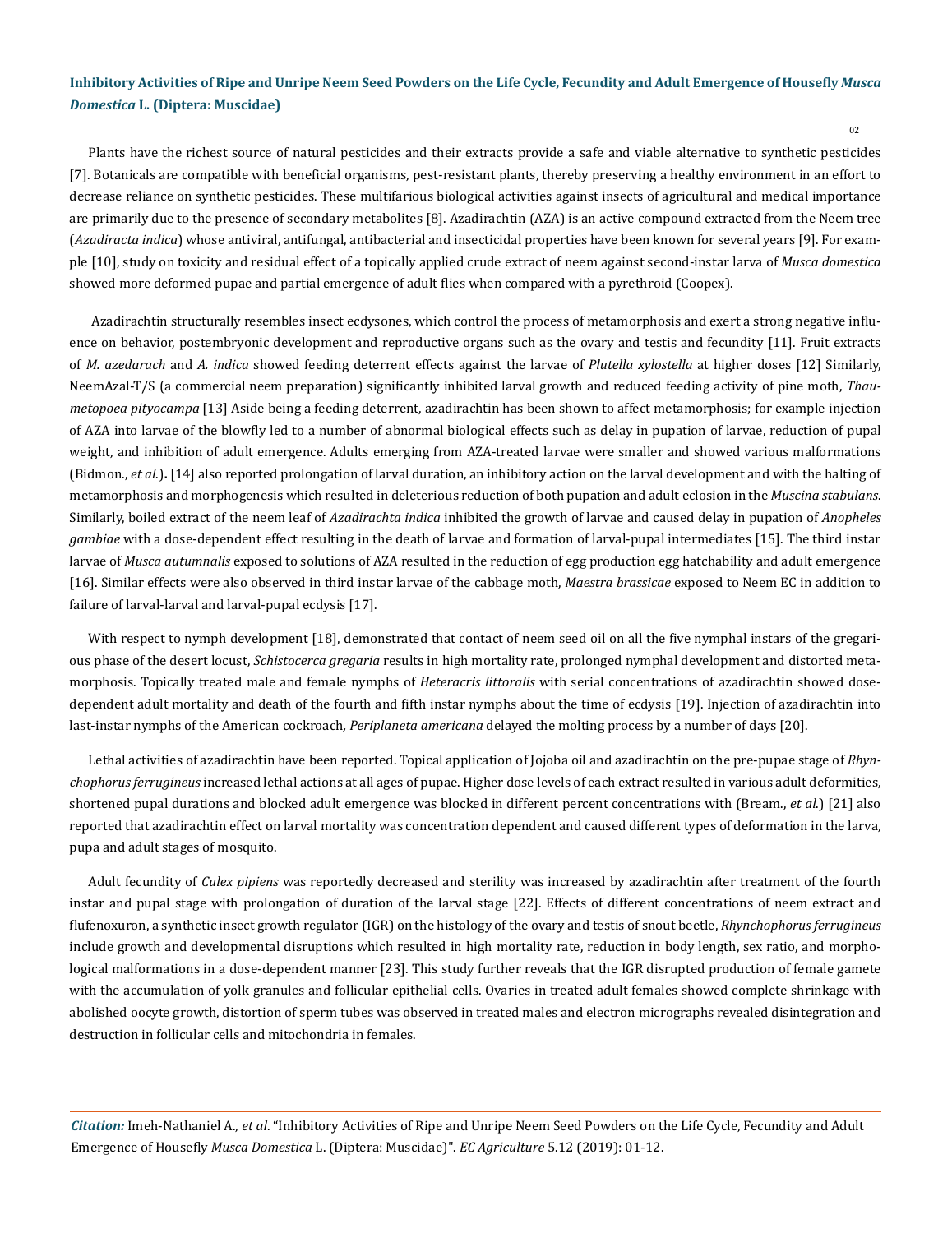Plants have the richest source of natural pesticides and their extracts provide a safe and viable alternative to synthetic pesticides [7]. Botanicals are compatible with beneficial organisms, pest-resistant plants, thereby preserving a healthy environment in an effort to decrease reliance on synthetic pesticides. These multifarious biological activities against insects of agricultural and medical importance are primarily due to the presence of secondary metabolites [8]. Azadirachtin (AZA) is an active compound extracted from the Neem tree (*Azadiracta indica*) whose antiviral, antifungal, antibacterial and insecticidal properties have been known for several years [9]. For example [10], study on toxicity and residual effect of a topically applied crude extract of neem against second-instar larva of *Musca domestica* showed more deformed pupae and partial emergence of adult flies when compared with a pyrethroid (Coopex).

Azadirachtin structurally resembles insect ecdysones, which control the process of metamorphosis and exert a strong negative influence on behavior, postembryonic development and reproductive organs such as the ovary and testis and fecundity [11]. Fruit extracts of *M. azedarach* and *A. indica* showed feeding deterrent effects against the larvae of *Plutella xylostella* at higher doses [12] Similarly, NeemAzal-T/S (a commercial neem preparation) significantly inhibited larval growth and reduced feeding activity of pine moth, *Thaumetopoea pityocampa* [13] Aside being a feeding deterrent, azadirachtin has been shown to affect metamorphosis; for example injection of AZA into larvae of the blowfly led to a number of abnormal biological effects such as delay in pupation of larvae, reduction of pupal weight, and inhibition of adult emergence. Adults emerging from AZA-treated larvae were smaller and showed various malformations (Bidmon., *et al*.)**.** [14] also reported prolongation of larval duration, an inhibitory action on the larval development and with the halting of metamorphosis and morphogenesis which resulted in deleterious reduction of both pupation and adult eclosion in the *Muscina stabulans*. Similarly, boiled extract of the neem leaf of *Azadirachta indica* inhibited the growth of larvae and caused delay in pupation of *Anopheles gambiae* with a dose-dependent effect resulting in the death of larvae and formation of larval-pupal intermediates [15]. The third instar larvae of *Musca autumnalis* exposed to solutions of AZA resulted in the reduction of egg production egg hatchability and adult emergence [16]. Similar effects were also observed in third instar larvae of the cabbage moth, *Maestra brassicae* exposed to Neem EC in addition to failure of larval-larval and larval-pupal ecdysis [17].

With respect to nymph development [18], demonstrated that contact of neem seed oil on all the five nymphal instars of the gregarious phase of the desert locust, *Schistocerca gregaria* results in high mortality rate, prolonged nymphal development and distorted metamorphosis. Topically treated male and female nymphs of *Heteracris littoralis* with serial concentrations of azadirachtin showed dose-dependent adult mortality and death of the fourth and fifth instar nymphs about the time of ecdysis [19]. Injection of azadirachtin into last-instar nymphs of the American cockroach*, Periplaneta americana* delayed the molting process by a number of days [20].

Lethal activities of azadirachtin have been reported. Topical application of Jojoba oil and azadirachtin on the pre-pupae stage of *Rhynchophorus ferrugineus* increased lethal actions at all ages of pupae. Higher dose levels of each extract resulted in various adult deformities, shortened pupal durations and blocked adult emergence was blocked in different percent concentrations with (Bream., *et al*.) [21] also reported that azadirachtin effect on larval mortality was concentration dependent and caused different types of deformation in the larva, pupa and adult stages of mosquito.

Adult fecundity of *Culex pipiens* was reportedly decreased and sterility was increased by azadirachtin after treatment of the fourth instar and pupal stage with prolongation of duration of the larval stage [22]. Effects of different concentrations of neem extract and flufenoxuron, a synthetic insect growth regulator (IGR) on the histology of the ovary and testis of snout beetle, *Rhynchophorus ferrugineus* include growth and developmental disruptions which resulted in high mortality rate, reduction in body length, sex ratio, and morphological malformations in a dose-dependent manner [23]. This study further reveals that the IGR disrupted production of female gamete with the accumulation of yolk granules and follicular epithelial cells. Ovaries in treated adult females showed complete shrinkage with abolished oocyte growth, distortion of sperm tubes was observed in treated males and electron micrographs revealed disintegration and destruction in follicular cells and mitochondria in females.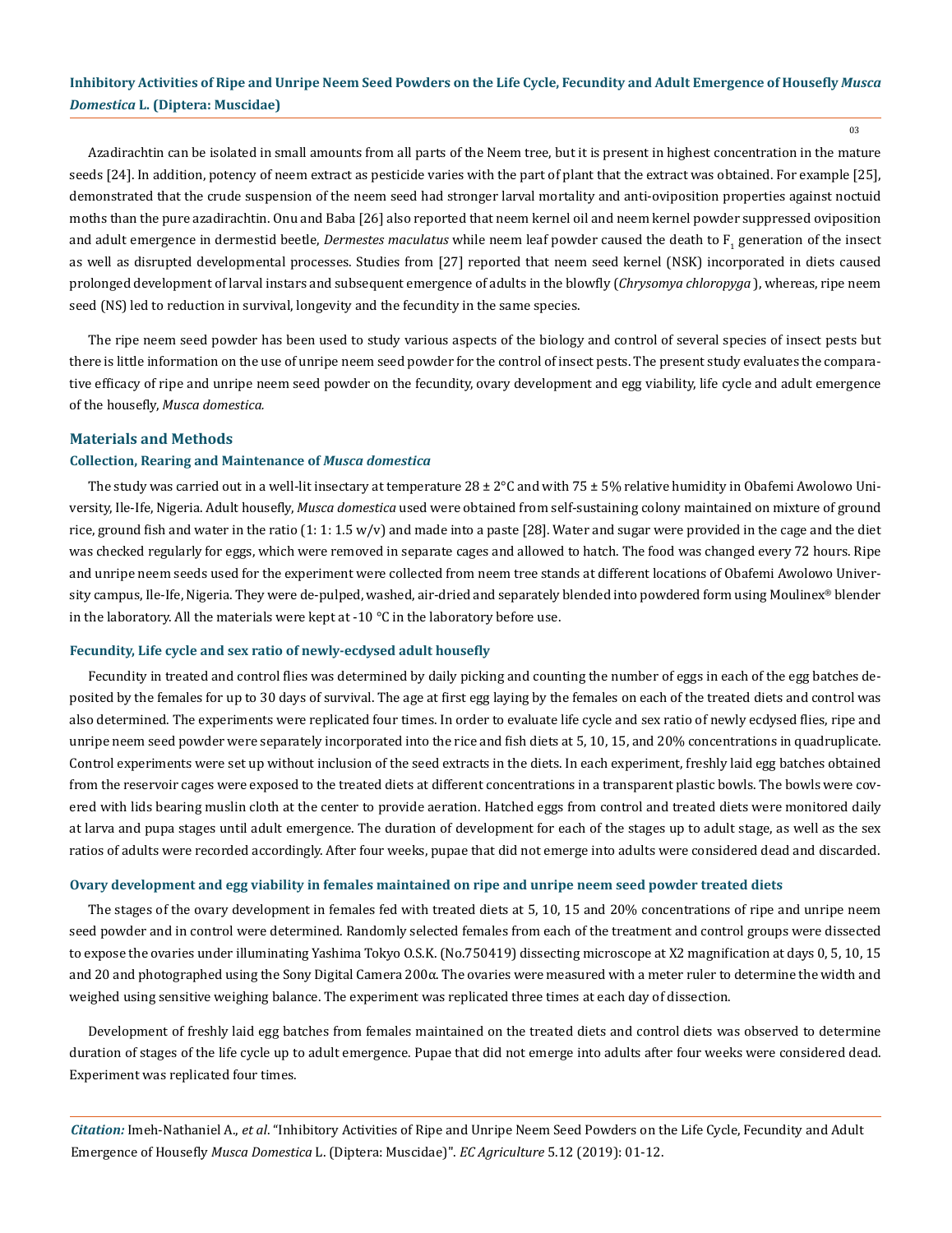Azadirachtin can be isolated in small amounts from all parts of the Neem tree, but it is present in highest concentration in the mature seeds [24]. In addition, potency of neem extract as pesticide varies with the part of plant that the extract was obtained. For example [25], demonstrated that the crude suspension of the neem seed had stronger larval mortality and anti-oviposition properties against noctuid moths than the pure azadirachtin. Onu and Baba [26] also reported that neem kernel oil and neem kernel powder suppressed oviposition and adult emergence in dermestid beetle, *Dermestes maculatus* while neem leaf powder caused the death to $F_1$ generation of the insect as well as disrupted developmental processes. Studies from [27] reported that neem seed kernel (NSK) incorporated in diets caused prolonged development of larval instars and subsequent emergence of adults in the blowfly (*Chrysomya chloropyga* ), whereas, ripe neem seed (NS) led to reduction in survival, longevity and the fecundity in the same species.

The ripe neem seed powder has been used to study various aspects of the biology and control of several species of insect pests but there is little information on the use of unripe neem seed powder for the control of insect pests. The present study evaluates the comparative efficacy of ripe and unripe neem seed powder on the fecundity, ovary development and egg viability, life cycle and adult emergence of the housefly, *Musca domestica.*

## Materials and Methods

### Collection, Rearing and Maintenance of *Musca domestica*

The study was carried out in a well-lit insectary at temperature 28 ± 2°C and with 75 ± 5% relative humidity in Obafemi Awolowo University, Ile-Ife, Nigeria. Adult housefly, *Musca domestica* used were obtained from self-sustaining colony maintained on mixture of ground rice, ground fish and water in the ratio (1: 1: 1.5 w/v) and made into a paste [28]. Water and sugar were provided in the cage and the diet was checked regularly for eggs, which were removed in separate cages and allowed to hatch. The food was changed every 72 hours. Ripe and unripe neem seeds used for the experiment were collected from neem tree stands at different locations of Obafemi Awolowo University campus, Ile-Ife, Nigeria. They were de-pulped, washed, air-dried and separately blended into powdered form using Moulinex® blender in the laboratory. All the materials were kept at -10 °C in the laboratory before use.

### Fecundity, Life cycle and sex ratio of newly-ecdysed adult housefly

Fecundity in treated and control flies was determined by daily picking and counting the number of eggs in each of the egg batches deposited by the females for up to 30 days of survival. The age at first egg laying by the females on each of the treated diets and control was also determined. The experiments were replicated four times. In order to evaluate life cycle and sex ratio of newly ecdysed flies, ripe and unripe neem seed powder were separately incorporated into the rice and fish diets at 5, 10, 15, and 20% concentrations in quadruplicate. Control experiments were set up without inclusion of the seed extracts in the diets. In each experiment, freshly laid egg batches obtained from the reservoir cages were exposed to the treated diets at different concentrations in a transparent plastic bowls. The bowls were covered with lids bearing muslin cloth at the center to provide aeration. Hatched eggs from control and treated diets were monitored daily at larva and pupa stages until adult emergence. The duration of development for each of the stages up to adult stage, as well as the sex ratios of adults were recorded accordingly. After four weeks, pupae that did not emerge into adults were considered dead and discarded.

### Ovary development and egg viability in females maintained on ripe and unripe neem seed powder treated diets

The stages of the ovary development in females fed with treated diets at 5, 10, 15 and 20% concentrations of ripe and unripe neem seed powder and in control were determined. Randomly selected females from each of the treatment and control groups were dissected to expose the ovaries under illuminating Yashima Tokyo O.S.K. (No.750419) dissecting microscope at X2 magnification at days 0, 5, 10, 15 and 20 and photographed using the Sony Digital Camera 200α. The ovaries were measured with a meter ruler to determine the width and weighed using sensitive weighing balance. The experiment was replicated three times at each day of dissection.

Development of freshly laid egg batches from females maintained on the treated diets and control diets was observed to determine duration of stages of the life cycle up to adult emergence. Pupae that did not emerge into adults after four weeks were considered dead. Experiment was replicated four times.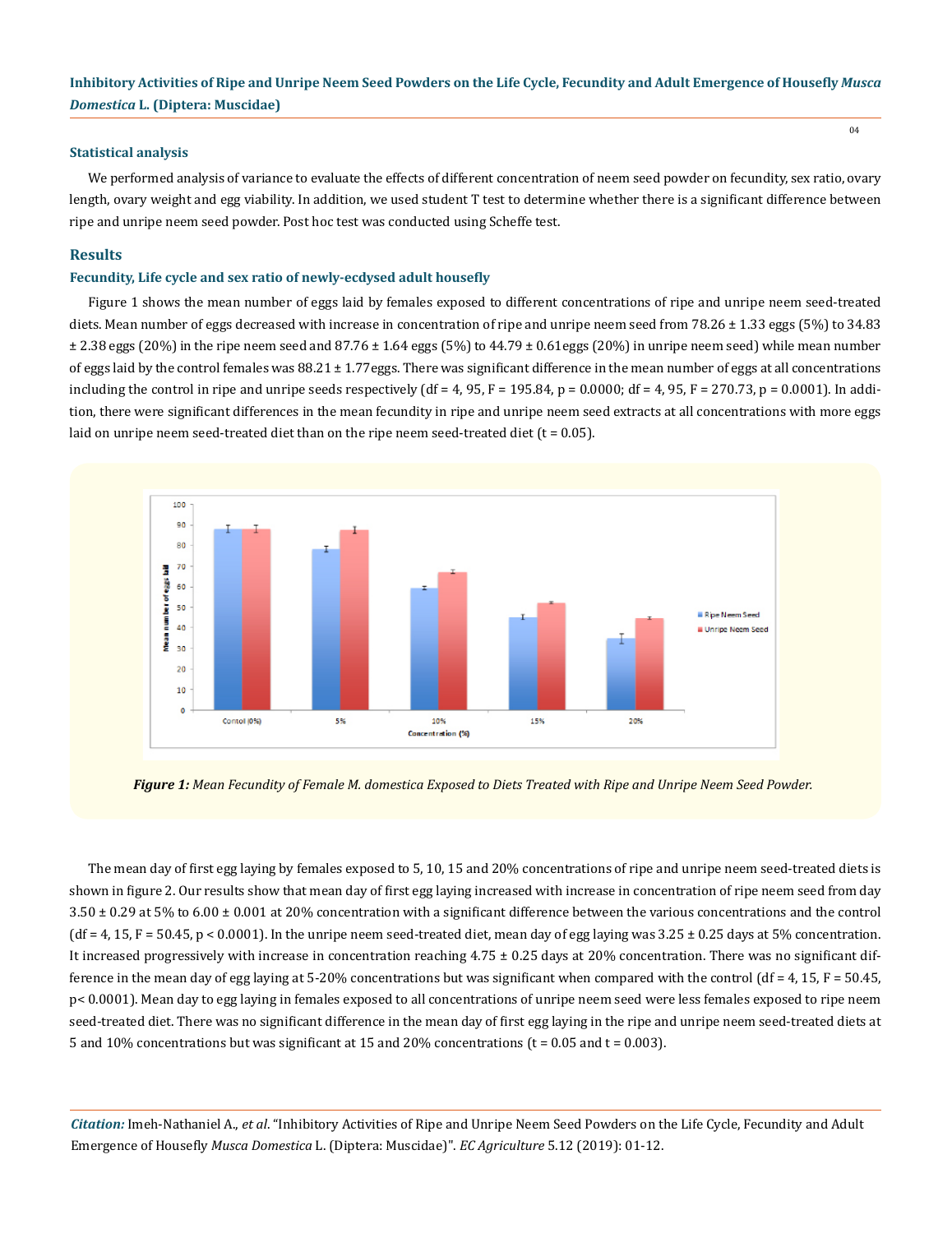### Statistical analysis

We performed analysis of variance to evaluate the effects of different concentration of neem seed powder on fecundity, sex ratio, ovary length, ovary weight and egg viability. In addition, we used student T test to determine whether there is a significant difference between ripe and unripe neem seed powder. Post hoc test was conducted using Scheffe test.

## Results

### Fecundity, Life cycle and sex ratio of newly-ecdysed adult housefly

Figure 1 shows the mean number of eggs laid by females exposed to different concentrations of ripe and unripe neem seed-treated diets. Mean number of eggs decreased with increase in concentration of ripe and unripe neem seed from 78.26 ± 1.33 eggs (5%) to 34.83 ± 2.38 eggs (20%) in the ripe neem seed and 87.76 ± 1.64 eggs (5%) to 44.79 ± 0.61eggs (20%) in unripe neem seed) while mean number of eggs laid by the control females was 88.21 ± 1.77eggs. There was significant difference in the mean number of eggs at all concentrations including the control in ripe and unripe seeds respectively (df = 4, 95, F = 195.84, p = 0.0000; df = 4, 95, F = 270.73, p = 0.0001). In addition, there were significant differences in the mean fecundity in ripe and unripe neem seed extracts at all concentrations with more eggs laid on unripe neem seed-treated diet than on the ripe neem seed-treated diet (t = 0.05).

***Figure 1:*** *Mean Fecundity of Female M. domestica Exposed to Diets Treated with Ripe and Unripe Neem Seed Powder.*

The mean day of first egg laying by females exposed to 5, 10, 15 and 20% concentrations of ripe and unripe neem seed-treated diets is shown in figure 2. Our results show that mean day of first egg laying increased with increase in concentration of ripe neem seed from day 3.50 ± 0.29 at 5% to 6.00 ± 0.001 at 20% concentration with a significant difference between the various concentrations and the control (df = 4, 15, F = 50.45, p < 0.0001). In the unripe neem seed-treated diet, mean day of egg laying was 3.25 ± 0.25 days at 5% concentration. It increased progressively with increase in concentration reaching 4.75 ± 0.25 days at 20% concentration. There was no significant difference in the mean day of egg laying at 5-20% concentrations but was significant when compared with the control (df = 4, 15, F = 50.45, p< 0.0001). Mean day to egg laying in females exposed to all concentrations of unripe neem seed were less females exposed to ripe neem seed-treated diet. There was no significant difference in the mean day of first egg laying in the ripe and unripe neem seed-treated diets at 5 and 10% concentrations but was significant at 15 and 20% concentrations (t = 0.05 and t = 0.003).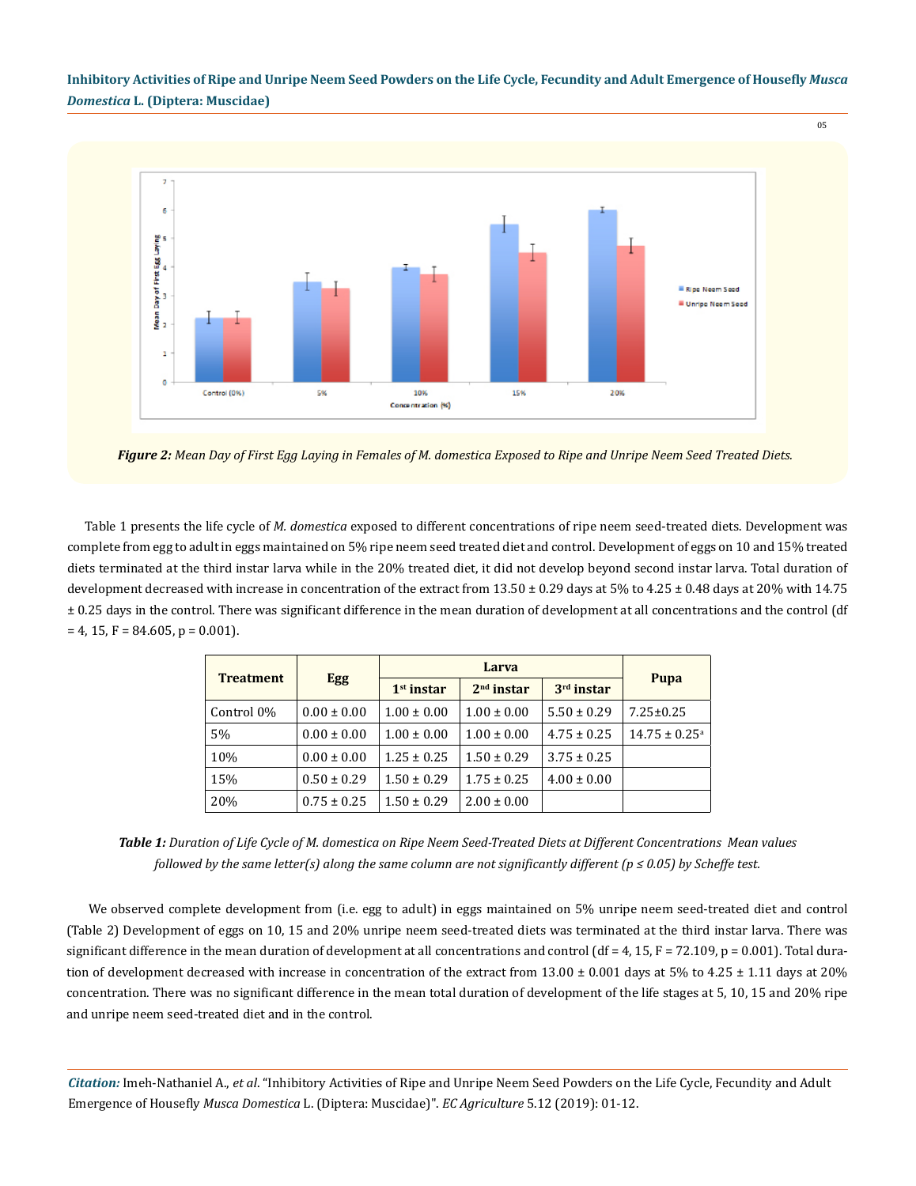*Figure 2: Mean Day of First Egg Laying in Females of M. domestica Exposed to Ripe and Unripe Neem Seed Treated Diets.*

Table 1 presents the life cycle of *M. domestica* exposed to different concentrations of ripe neem seed-treated diets. Development was complete from egg to adult in eggs maintained on 5% ripe neem seed treated diet and control. Development of eggs on 10 and 15% treated diets terminated at the third instar larva while in the 20% treated diet, it did not develop beyond second instar larva. Total duration of development decreased with increase in concentration of the extract from 13.50 ± 0.29 days at 5% to 4.25 ± 0.48 days at 20% with 14.75 ± 0.25 days in the control. There was significant difference in the mean duration of development at all concentrations and the control (df = 4, 15, F = 84.605, p = 0.001).

| Treatment | Egg | Larva | | | Pupa |
|---|---|---|---|---|---|
| | | 1st instar | 2nd instar | 3rd instar | |
| Control 0% | 0.00 ± 0.00 | 1.00 ± 0.00 | 1.00 ± 0.00 | 5.50 ± 0.29 | 7.25±0.25 |
| 5% | 0.00 ± 0.00 | 1.00 ± 0.00 | 1.00 ± 0.00 | 4.75 ± 0.25 | 14.75 ± 0.25[a] |
| 10% | 0.00 ± 0.00 | 1.25 ± 0.25 | 1.50 ± 0.29 | 3.75 ± 0.25 | |
| 15% | 0.50 ± 0.29 | 1.50 ± 0.29 | 1.75 ± 0.25 | 4.00 ± 0.00 | |
| 20% | 0.75 ± 0.25 | 1.50 ± 0.29 | 2.00 ± 0.00 | | |

***Table 1:*** *Duration of Life Cycle of M. domestica on Ripe Neem Seed-Treated Diets at Different Concentrations Mean values followed by the same letter(s) along the same column are not significantly different (p ≤ 0.05) by Scheffe test.*

We observed complete development from (i.e. egg to adult) in eggs maintained on 5% unripe neem seed-treated diet and control (Table 2) Development of eggs on 10, 15 and 20% unripe neem seed-treated diets was terminated at the third instar larva. There was significant difference in the mean duration of development at all concentrations and control (df = 4, 15, F = 72.109, p = 0.001). Total duration of development decreased with increase in concentration of the extract from 13.00 ± 0.001 days at 5% to 4.25 ± 1.11 days at 20% concentration. There was no significant difference in the mean total duration of development of the life stages at 5, 10, 15 and 20% ripe and unripe neem seed-treated diet and in the control.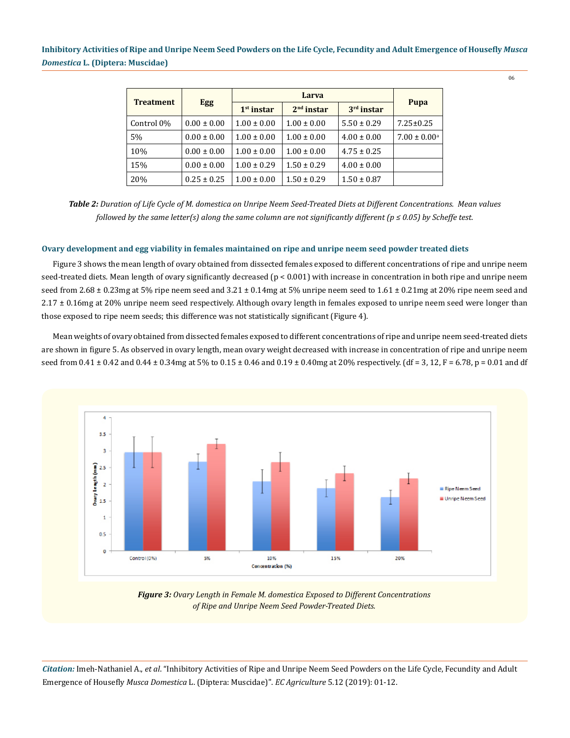| Treatment | Egg | Larva | | | Pupa |
|---|---|---|---|---|---|
| | | 1st instar | 2nd instar | 3rd instar | |
| Control 0% | 0.00 ± 0.00 | 1.00 ± 0.00 | 1.00 ± 0.00 | 5.50 ± 0.29 | 7.25±0.25 |
| 5% | 0.00 ± 0.00 | 1.00 ± 0.00 | 1.00 ± 0.00 | 4.00 ± 0.00 | 7.00 ± 0.00[a] |
| 10% | 0.00 ± 0.00 | 1.00 ± 0.00 | 1.00 ± 0.00 | 4.75 ± 0.25 | |
| 15% | 0.00 ± 0.00 | 1.00 ± 0.29 | 1.50 ± 0.29 | 4.00 ± 0.00 | |
| 20% | 0.25 ± 0.25 | 1.00 ± 0.00 | 1.50 ± 0.29 | 1.50 ± 0.87 | |

***Table 2:*** *Duration of Life Cycle of M. domestica on Unripe Neem Seed-Treated Diets at Different Concentrations. Mean values followed by the same letter(s) along the same column are not significantly different ($p \leq 0.05$) by Scheffe test.*

### Ovary development and egg viability in females maintained on ripe and unripe neem seed powder treated diets

Figure 3 shows the mean length of ovary obtained from dissected females exposed to different concentrations of ripe and unripe neem seed-treated diets. Mean length of ovary significantly decreased ($p < 0.001$) with increase in concentration in both ripe and unripe neem seed from 2.68 ± 0.23mg at 5% ripe neem seed and 3.21 ± 0.14mg at 5% unripe neem seed to 1.61 ± 0.21mg at 20% ripe neem seed and 2.17 ± 0.16mg at 20% unripe neem seed respectively. Although ovary length in females exposed to unripe neem seed were longer than those exposed to ripe neem seeds; this difference was not statistically significant (Figure 4).

Mean weights of ovary obtained from dissected females exposed to different concentrations of ripe and unripe neem seed-treated diets are shown in figure 5. As observed in ovary length, mean ovary weight decreased with increase in concentration of ripe and unripe neem seed from 0.41 ± 0.42 and 0.44 ± 0.34mg at 5% to 0.15 ± 0.46 and 0.19 ± 0.40mg at 20% respectively. (df = 3, 12, F = 6.78, p = 0.01 and df

***Figure 3:*** *Ovary Length in Female M. domestica Exposed to Different Concentrations of Ripe and Unripe Neem Seed Powder-Treated Diets.*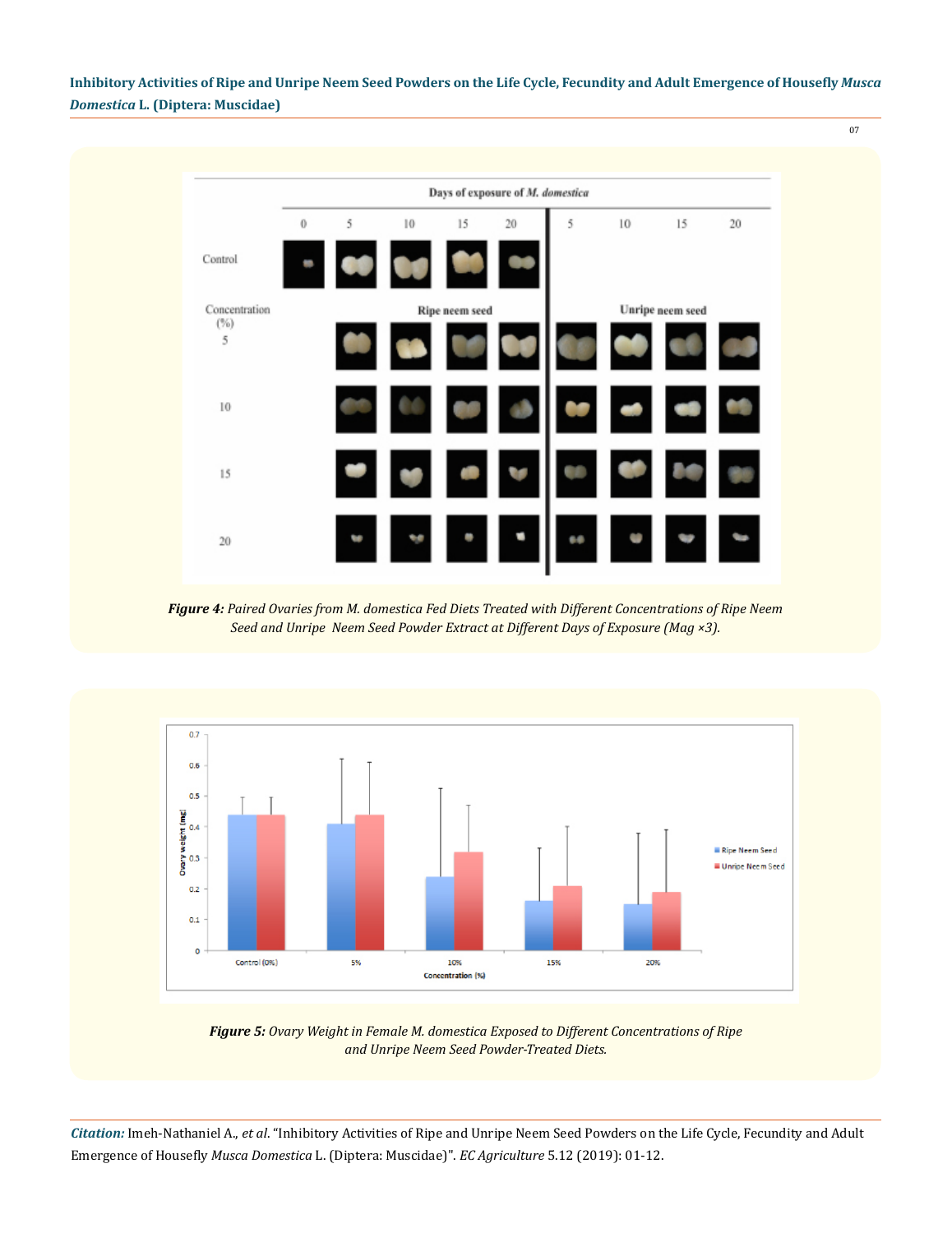***Figure 4:*** *Paired Ovaries from M. domestica Fed Diets Treated with Different Concentrations of Ripe Neem Seed and Unripe Neem Seed Powder Extract at Different Days of Exposure (Mag ×3).*

***Figure 5:*** *Ovary Weight in Female M. domestica Exposed to Different Concentrations of Ripe and Unripe Neem Seed Powder-Treated Diets.*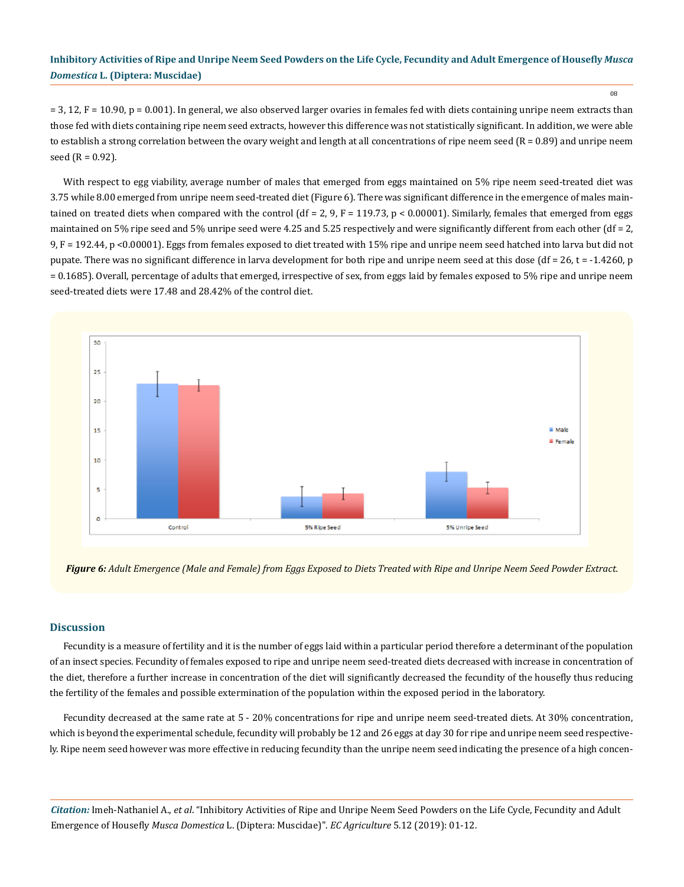= 3, 12, $F = 10.90$, $p = 0.001$). In general, we also observed larger ovaries in females fed with diets containing unripe neem extracts than those fed with diets containing ripe neem seed extracts, however this difference was not statistically significant. In addition, we were able to establish a strong correlation between the ovary weight and length at all concentrations of ripe neem seed ($R = 0.89$) and unripe neem seed ($R = 0.92$).

With respect to egg viability, average number of males that emerged from eggs maintained on 5% ripe neem seed-treated diet was 3.75 while 8.00 emerged from unripe neem seed-treated diet (Figure 6). There was significant difference in the emergence of males maintained on treated diets when compared with the control (df = 2, 9, $F = 119.73$, $p < 0.00001$). Similarly, females that emerged from eggs maintained on 5% ripe seed and 5% unripe seed were 4.25 and 5.25 respectively and were significantly different from each other (df = 2, 9, $F = 192.44$, $p < 0.00001$). Eggs from females exposed to diet treated with 15% ripe and unripe neem seed hatched into larva but did not pupate. There was no significant difference in larva development for both ripe and unripe neem seed at this dose (df = 26, $t = -1.4260$, $p = 0.1685$). Overall, percentage of adults that emerged, irrespective of sex, from eggs laid by females exposed to 5% ripe and unripe neem seed-treated diets were 17.48 and 28.42% of the control diet.

***Figure 6:*** *Adult Emergence (Male and Female) from Eggs Exposed to Diets Treated with Ripe and Unripe Neem Seed Powder Extract.*

## Discussion

Fecundity is a measure of fertility and it is the number of eggs laid within a particular period therefore a determinant of the population of an insect species. Fecundity of females exposed to ripe and unripe neem seed-treated diets decreased with increase in concentration of the diet, therefore a further increase in concentration of the diet will significantly decreased the fecundity of the housefly thus reducing the fertility of the females and possible extermination of the population within the exposed period in the laboratory.

Fecundity decreased at the same rate at 5 - 20% concentrations for ripe and unripe neem seed-treated diets. At 30% concentration, which is beyond the experimental schedule, fecundity will probably be 12 and 26 eggs at day 30 for ripe and unripe neem seed respectively. Ripe neem seed however was more effective in reducing fecundity than the unripe neem seed indicating the presence of a high concen-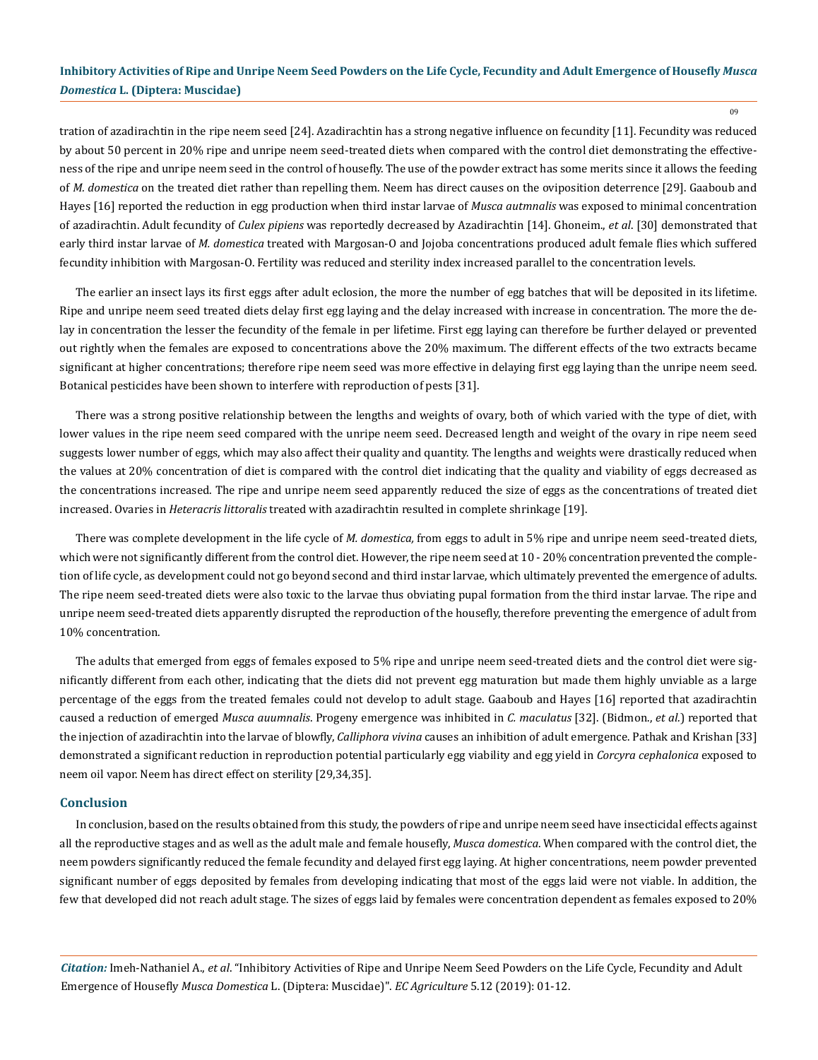tration of azadirachtin in the ripe neem seed [24]. Azadirachtin has a strong negative influence on fecundity [11]. Fecundity was reduced by about 50 percent in 20% ripe and unripe neem seed-treated diets when compared with the control diet demonstrating the effectiveness of the ripe and unripe neem seed in the control of housefly. The use of the powder extract has some merits since it allows the feeding of *M. domestica* on the treated diet rather than repelling them. Neem has direct causes on the oviposition deterrence [29]. Gaaboub and Hayes [16] reported the reduction in egg production when third instar larvae of *Musca autmnalis* was exposed to minimal concentration of azadirachtin. Adult fecundity of *Culex pipiens* was reportedly decreased by Azadirachtin [14]. Ghoneim., *et al*. [30] demonstrated that early third instar larvae of *M. domestica* treated with Margosan-O and Jojoba concentrations produced adult female flies which suffered fecundity inhibition with Margosan-O. Fertility was reduced and sterility index increased parallel to the concentration levels.

The earlier an insect lays its first eggs after adult eclosion, the more the number of egg batches that will be deposited in its lifetime. Ripe and unripe neem seed treated diets delay first egg laying and the delay increased with increase in concentration. The more the delay in concentration the lesser the fecundity of the female in per lifetime. First egg laying can therefore be further delayed or prevented out rightly when the females are exposed to concentrations above the 20% maximum. The different effects of the two extracts became significant at higher concentrations; therefore ripe neem seed was more effective in delaying first egg laying than the unripe neem seed. Botanical pesticides have been shown to interfere with reproduction of pests [31].

There was a strong positive relationship between the lengths and weights of ovary, both of which varied with the type of diet, with lower values in the ripe neem seed compared with the unripe neem seed. Decreased length and weight of the ovary in ripe neem seed suggests lower number of eggs, which may also affect their quality and quantity. The lengths and weights were drastically reduced when the values at 20% concentration of diet is compared with the control diet indicating that the quality and viability of eggs decreased as the concentrations increased. The ripe and unripe neem seed apparently reduced the size of eggs as the concentrations of treated diet increased. Ovaries in *Heteracris littoralis* treated with azadirachtin resulted in complete shrinkage [19].

There was complete development in the life cycle of *M. domestica,* from eggs to adult in 5% ripe and unripe neem seed-treated diets, which were not significantly different from the control diet. However, the ripe neem seed at 10 - 20% concentration prevented the completion of life cycle, as development could not go beyond second and third instar larvae, which ultimately prevented the emergence of adults. The ripe neem seed-treated diets were also toxic to the larvae thus obviating pupal formation from the third instar larvae. The ripe and unripe neem seed-treated diets apparently disrupted the reproduction of the housefly, therefore preventing the emergence of adult from 10% concentration.

The adults that emerged from eggs of females exposed to 5% ripe and unripe neem seed-treated diets and the control diet were significantly different from each other, indicating that the diets did not prevent egg maturation but made them highly unviable as a large percentage of the eggs from the treated females could not develop to adult stage. Gaaboub and Hayes [16] reported that azadirachtin caused a reduction of emerged *Musca auumnalis*. Progeny emergence was inhibited in *C. maculatus* [32]. (Bidmon., *et al*.) reported that the injection of azadirachtin into the larvae of blowfly, *Calliphora vivina* causes an inhibition of adult emergence. Pathak and Krishan [33] demonstrated a significant reduction in reproduction potential particularly egg viability and egg yield in *Corcyra cephalonica* exposed to neem oil vapor. Neem has direct effect on sterility [29,34,35].

## Conclusion

In conclusion, based on the results obtained from this study, the powders of ripe and unripe neem seed have insecticidal effects against all the reproductive stages and as well as the adult male and female housefly, *Musca domestica*. When compared with the control diet, the neem powders significantly reduced the female fecundity and delayed first egg laying. At higher concentrations, neem powder prevented significant number of eggs deposited by females from developing indicating that most of the eggs laid were not viable. In addition, the few that developed did not reach adult stage. The sizes of eggs laid by females were concentration dependent as females exposed to 20%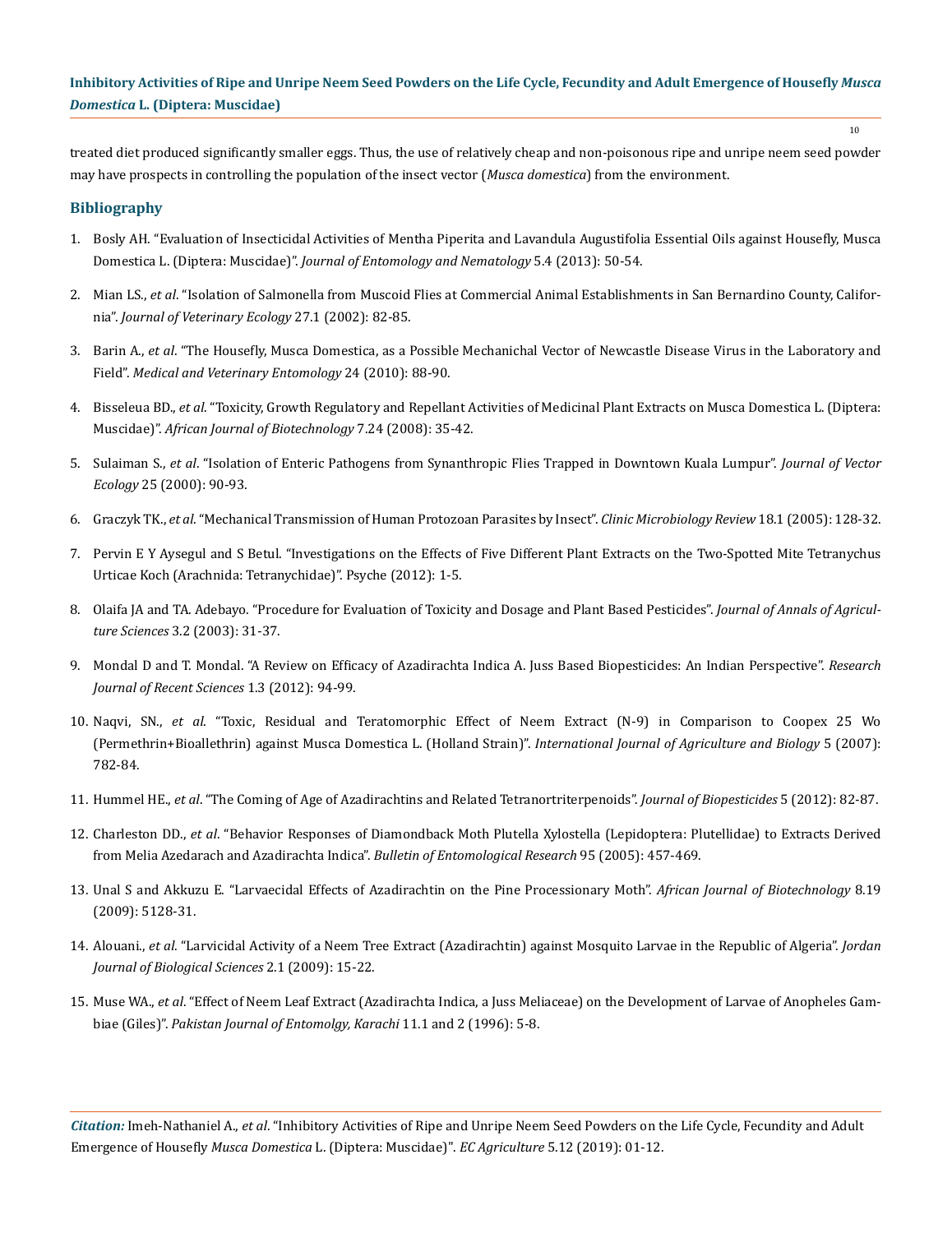treated diet produced significantly smaller eggs. Thus, the use of relatively cheap and non-poisonous ripe and unripe neem seed powder may have prospects in controlling the population of the insect vector (*Musca domestica*) from the environment.

## Bibliography

1. Bosly AH. "Evaluation of Insecticidal Activities of Mentha Piperita and Lavandula Augustifolia Essential Oils against Housefly, Musca Domestica L. (Diptera: Muscidae)". *Journal of Entomology and Nematology* 5.4 (2013): 50-54.
2. Mian LS., *et al*. "Isolation of Salmonella from Muscoid Flies at Commercial Animal Establishments in San Bernardino County, California". *Journal of Veterinary Ecology* 27.1 (2002): 82-85.
3. Barin A., *et al*. "The Housefly, Musca Domestica, as a Possible Mechanichal Vector of Newcastle Disease Virus in the Laboratory and Field". *Medical and Veterinary Entomology* 24 (2010): 88-90.
4. Bisseleua BD., *et al*. "Toxicity, Growth Regulatory and Repellant Activities of Medicinal Plant Extracts on Musca Domestica L. (Diptera: Muscidae)". *African Journal of Biotechnology* 7.24 (2008): 35-42.
5. Sulaiman S., *et al*. "Isolation of Enteric Pathogens from Synanthropic Flies Trapped in Downtown Kuala Lumpur". *Journal of Vector Ecology* 25 (2000): 90-93.
6. Graczyk TK., *et al*. "Mechanical Transmission of Human Protozoan Parasites by Insect". *Clinic Microbiology Review* 18.1 (2005): 128-32.
7. Pervin E Y Aysegul and S Betul. "Investigations on the Effects of Five Different Plant Extracts on the Two-Spotted Mite Tetranychus Urticae Koch (Arachnida: Tetranychidae)". Psyche (2012): 1-5.
8. Olaifa JA and TA. Adebayo. "Procedure for Evaluation of Toxicity and Dosage and Plant Based Pesticides". *Journal of Annals of Agriculture Sciences* 3.2 (2003): 31-37.
9. Mondal D and T. Mondal. "A Review on Efficacy of Azadirachta Indica A. Juss Based Biopesticides: An Indian Perspective". *Research Journal of Recent Sciences* 1.3 (2012): 94-99.
10. Naqvi, SN., *et al*. "Toxic, Residual and Teratomorphic Effect of Neem Extract (N-9) in Comparison to Coopex 25 Wo (Permethrin+Bioallethrin) against Musca Domestica L. (Holland Strain)". *International Journal of Agriculture and Biology* 5 (2007): 782-84.
11. Hummel HE., *et al*. "The Coming of Age of Azadirachtins and Related Tetranortriterpenoids". *Journal of Biopesticides* 5 (2012): 82-87.
12. Charleston DD., *et al*. "Behavior Responses of Diamondback Moth Plutella Xylostella (Lepidoptera: Plutellidae) to Extracts Derived from Melia Azedarach and Azadirachta Indica". *Bulletin of Entomological Research* 95 (2005): 457-469.
13. Unal S and Akkuzu E. "Larvaecidal Effects of Azadirachtin on the Pine Processionary Moth". *African Journal of Biotechnology* 8.19 (2009): 5128-31.
14. Alouani., *et al*. "Larvicidal Activity of a Neem Tree Extract (Azadirachtin) against Mosquito Larvae in the Republic of Algeria". *Jordan Journal of Biological Sciences* 2.1 (2009): 15-22.
15. Muse WA., *et al*. "Effect of Neem Leaf Extract (Azadirachta Indica, a Juss Meliaceae) on the Development of Larvae of Anopheles Gambiae (Giles)". *Pakistan Journal of Entomolgy, Karachi* 11.1 and 2 (1996): 5-8.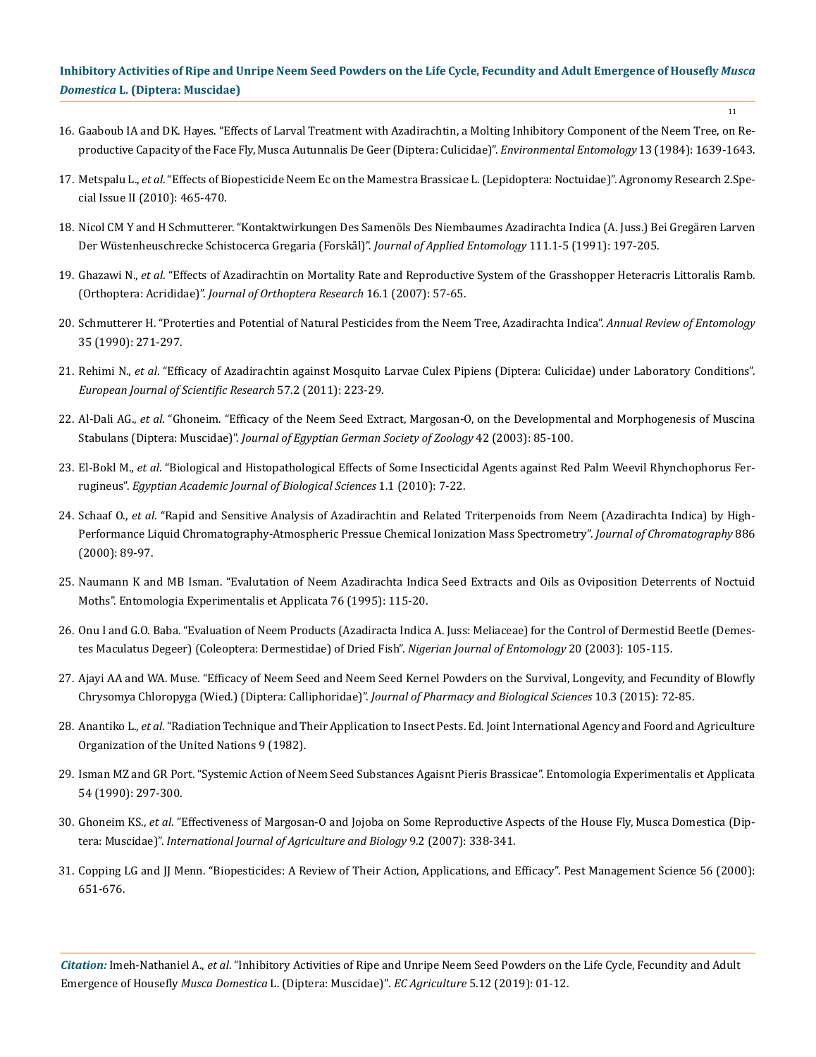16. Gaaboub IA and DK. Hayes. "Effects of Larval Treatment with Azadirachtin, a Molting Inhibitory Component of the Neem Tree, on Reproductive Capacity of the Face Fly, Musca Autunnalis De Geer (Diptera: Culicidae)". *Environmental Entomology* 13 (1984): 1639-1643.

17. Metspalu L., *et al*. "Effects of Biopesticide Neem Ec on the Mamestra Brassicae L. (Lepidoptera: Noctuidae)". Agronomy Research 2.Special Issue II (2010): 465-470.

18. Nicol CM Y and H Schmutterer. "Kontaktwirkungen Des Samenöls Des Niembaumes Azadirachta Indica (A. Juss.) Bei Gregären Larven Der Wüstenheuschrecke Schistocerca Gregaria (Forskål)". *Journal of Applied Entomology* 111.1-5 (1991): 197-205.

19. Ghazawi N., *et al*. "Effects of Azadirachtin on Mortality Rate and Reproductive System of the Grasshopper Heteracris Littoralis Ramb. (Orthoptera: Acrididae)". *Journal of Orthoptera Research* 16.1 (2007): 57-65.

20. Schmutterer H. "Proterties and Potential of Natural Pesticides from the Neem Tree, Azadirachta Indica". *Annual Review of Entomology* 35 (1990): 271-297.

21. Rehimi N., *et al*. "Efficacy of Azadirachtin against Mosquito Larvae Culex Pipiens (Diptera: Culicidae) under Laboratory Conditions". *European Journal of Scientific Research* 57.2 (2011): 223-29.

22. Al-Dali AG., *et al*. "Ghoneim. "Efficacy of the Neem Seed Extract, Margosan-O, on the Developmental and Morphogenesis of Muscina Stabulans (Diptera: Muscidae)". *Journal of Egyptian German Society of Zoology* 42 (2003): 85-100.

23. El-Bokl M., *et al*. "Biological and Histopathological Effects of Some Insecticidal Agents against Red Palm Weevil Rhynchophorus Ferrugineus". *Egyptian Academic Journal of Biological Sciences* 1.1 (2010): 7-22.

24. Schaaf O., *et al*. "Rapid and Sensitive Analysis of Azadirachtin and Related Triterpenoids from Neem (Azadirachta Indica) by High-Performance Liquid Chromatography-Atmospheric Pressue Chemical Ionization Mass Spectrometry". *Journal of Chromatography* 886 (2000): 89-97.

25. Naumann K and MB Isman. "Evalutation of Neem Azadirachta Indica Seed Extracts and Oils as Oviposition Deterrents of Noctuid Moths". Entomologia Experimentalis et Applicata 76 (1995): 115-20.

26. Onu I and G.O. Baba. "Evaluation of Neem Products (Azadiracta Indica A. Juss: Meliaceae) for the Control of Dermestid Beetle (Demestes Maculatus Degeer) (Coleoptera: Dermestidae) of Dried Fish". *Nigerian Journal of Entomology* 20 (2003): 105-115.

27. Ajayi AA and WA. Muse. "Efficacy of Neem Seed and Neem Seed Kernel Powders on the Survival, Longevity, and Fecundity of Blowfly Chrysomya Chloropyga (Wied.) (Diptera: Calliphoridae)". *Journal of Pharmacy and Biological Sciences* 10.3 (2015): 72-85.

28. Anantiko L., *et al*. "Radiation Technique and Their Application to Insect Pests. Ed. Joint International Agency and Foord and Agriculture Organization of the United Nations 9 (1982).

29. Isman MZ and GR Port. "Systemic Action of Neem Seed Substances Agaisnt Pieris Brassicae". Entomologia Experimentalis et Applicata 54 (1990): 297-300.

30. Ghoneim KS., *et al*. "Effectiveness of Margosan-O and Jojoba on Some Reproductive Aspects of the House Fly, Musca Domestica (Diptera: Muscidae)". *International Journal of Agriculture and Biology* 9.2 (2007): 338-341.

31. Copping LG and JJ Menn. "Biopesticides: A Review of Their Action, Applications, and Efficacy". Pest Management Science 56 (2000): 651-676.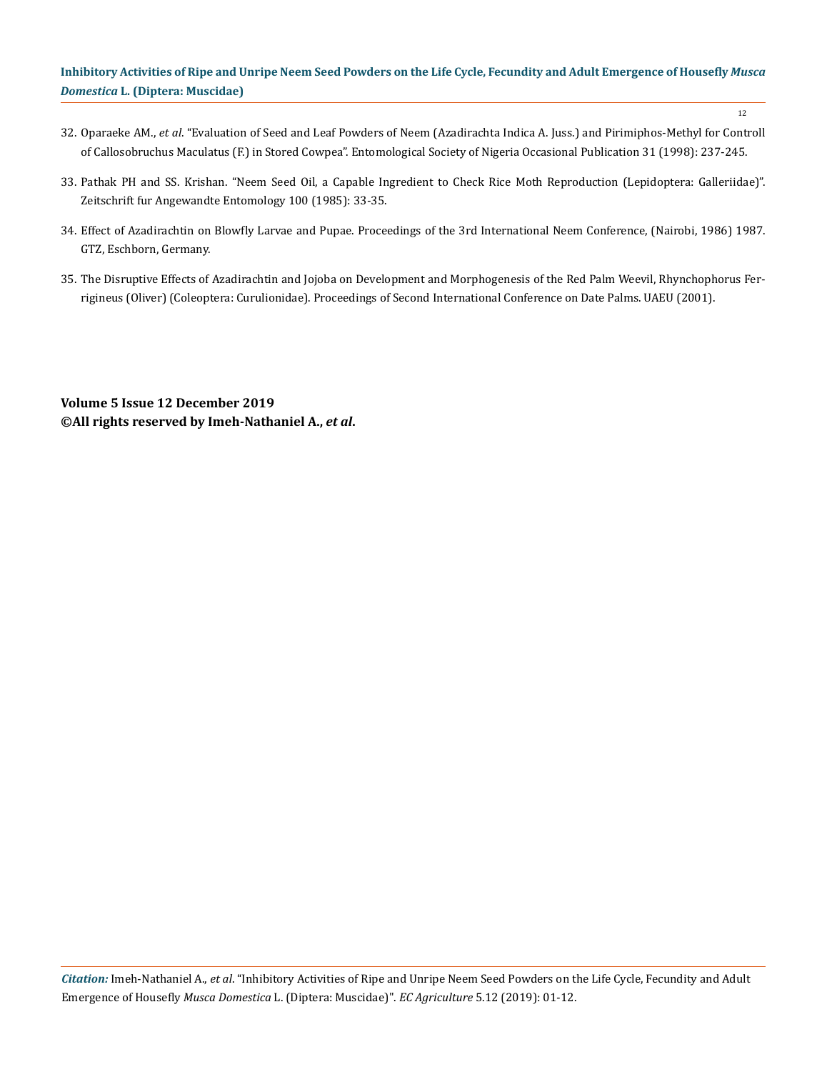32. Oparaeke AM., *et al*. "Evaluation of Seed and Leaf Powders of Neem (Azadirachta Indica A. Juss.) and Pirimiphos-Methyl for Controll of Callosobruchus Maculatus (F.) in Stored Cowpea". Entomological Society of Nigeria Occasional Publication 31 (1998): 237-245.

33. Pathak PH and SS. Krishan. "Neem Seed Oil, a Capable Ingredient to Check Rice Moth Reproduction (Lepidoptera: Galleriidae)". Zeitschrift fur Angewandte Entomology 100 (1985): 33-35.

34. Effect of Azadirachtin on Blowfly Larvae and Pupae. Proceedings of the 3rd International Neem Conference, (Nairobi, 1986) 1987. GTZ, Eschborn, Germany.

35. The Disruptive Effects of Azadirachtin and Jojoba on Development and Morphogenesis of the Red Palm Weevil, Rhynchophorus Ferrigineus (Oliver) (Coleoptera: Curulionidae). Proceedings of Second International Conference on Date Palms. UAEU (2001).

**Volume 5 Issue 12 December 2019**
**©All rights reserved by Imeh-Nathaniel A., *et al*.**